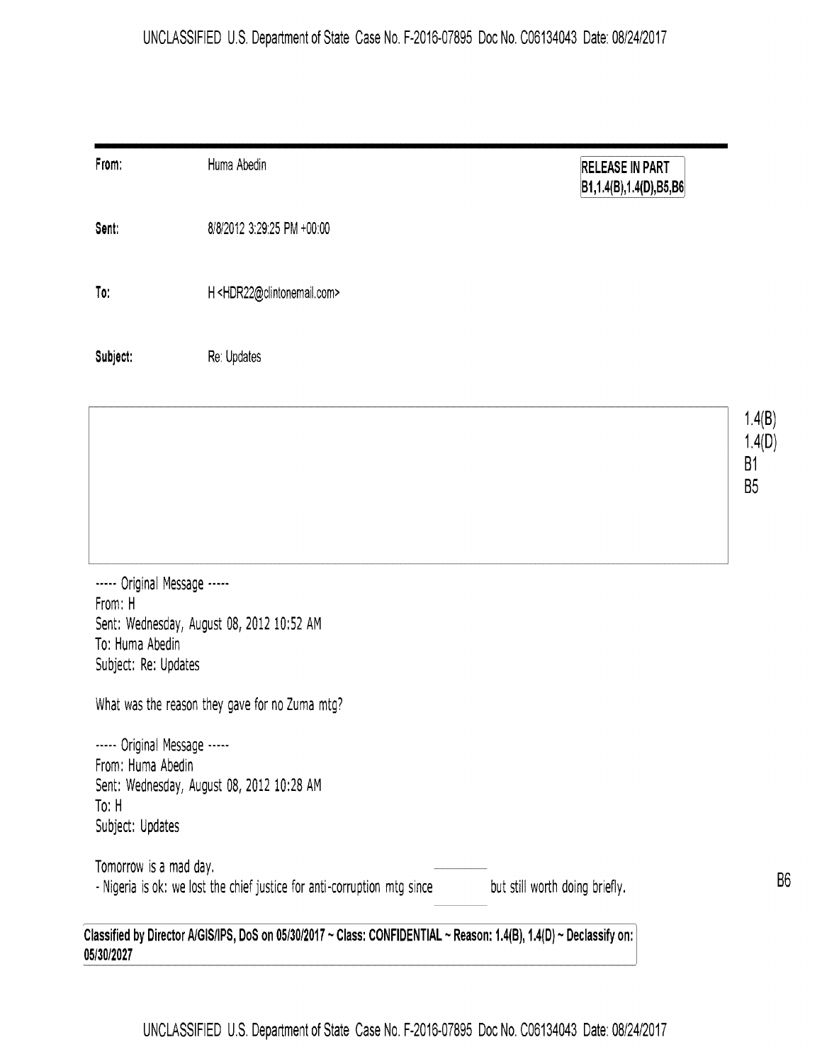| | | |
|---|---|---|
| **From:** | Huma Abedin | **RELEASE IN PART B1,1.4(B),1.4(D),B5,B6** |
| **Sent:** | 8/8/2012 3:29:25 PM +00:00 | |
| **To:** | H <HDR22@clintonemail.com> | |
| **Subject:** | Re: Updates | |

1.4(B)
1.4(D)
B1
B5

----- Original Message -----
From: H
Sent: Wednesday, August 08, 2012 10:52 AM
To: Huma Abedin
Subject: Re: Updates

What was the reason they gave for no Zuma mtg?

----- Original Message -----
From: Huma Abedin
Sent: Wednesday, August 08, 2012 10:28 AM
To: H
Subject: Updates

Tomorrow is a mad day.
- Nigeria is ok: we lost the chief justice for anti-corruption mtg since [B6] but still worth doing briefly.

**Classified by Director A/GIS/IPS, DoS on 05/30/2017 ~ Class: CONFIDENTIAL ~ Reason: 1.4(B), 1.4(D) ~ Declassify on: 05/30/2027**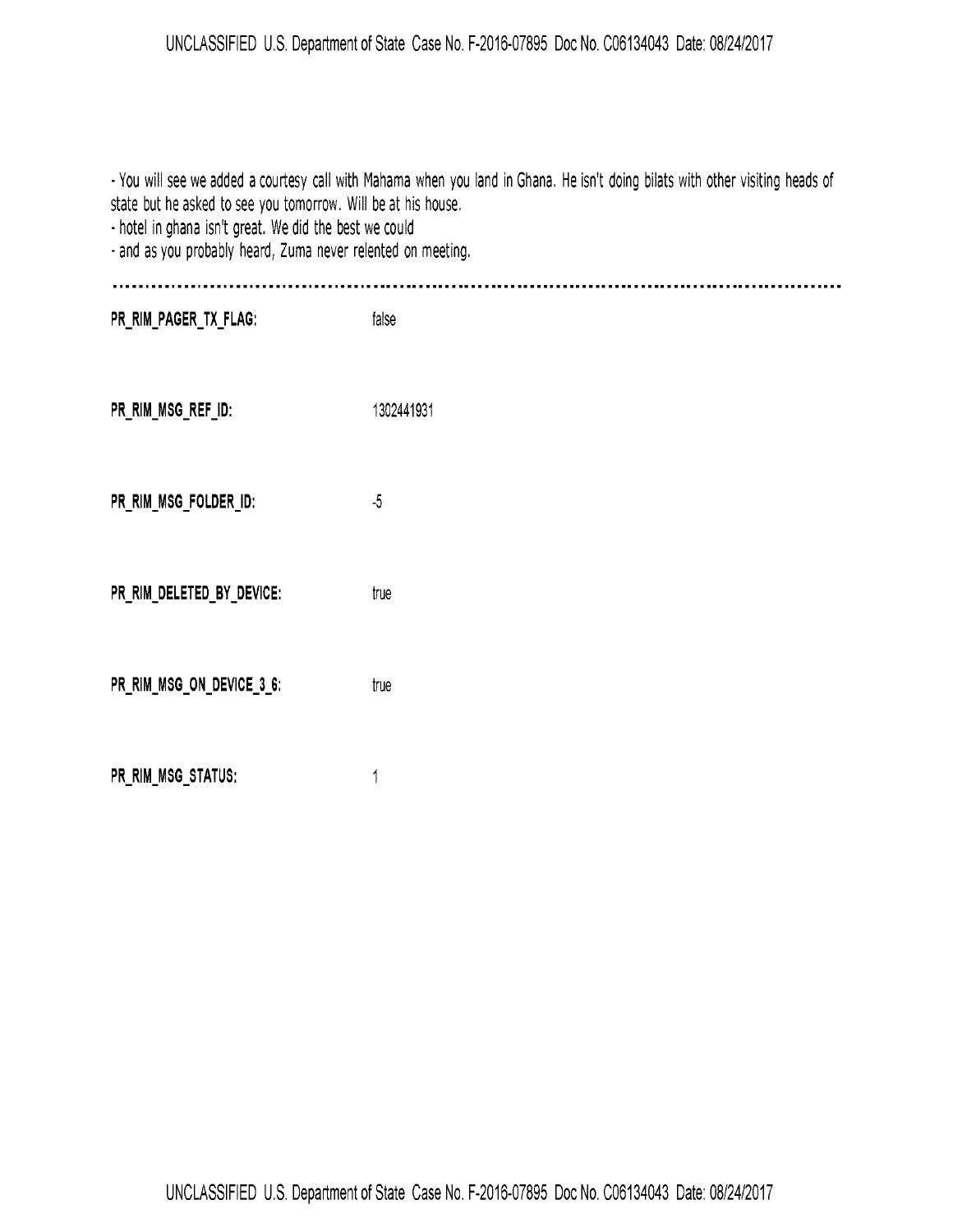- You will see we added a courtesy call with Mahama when you land in Ghana. He isn't doing bilats with other visiting heads of state but he asked to see you tomorrow. Will be at his house.
- hotel in ghana isn't great. We did the best we could
- and as you probably heard, Zuma never relented on meeting.

---

| | |
|---|---|
| PR_RIM_PAGER_TX_FLAG: | false |
| PR_RIM_MSG_REF_ID: | 1302441931 |
| PR_RIM_MSG_FOLDER_ID: | -5 |
| PR_RIM_DELETED_BY_DEVICE: | true |
| PR_RIM_MSG_ON_DEVICE_3_6: | true |
| PR_RIM_MSG_STATUS: | 1 |